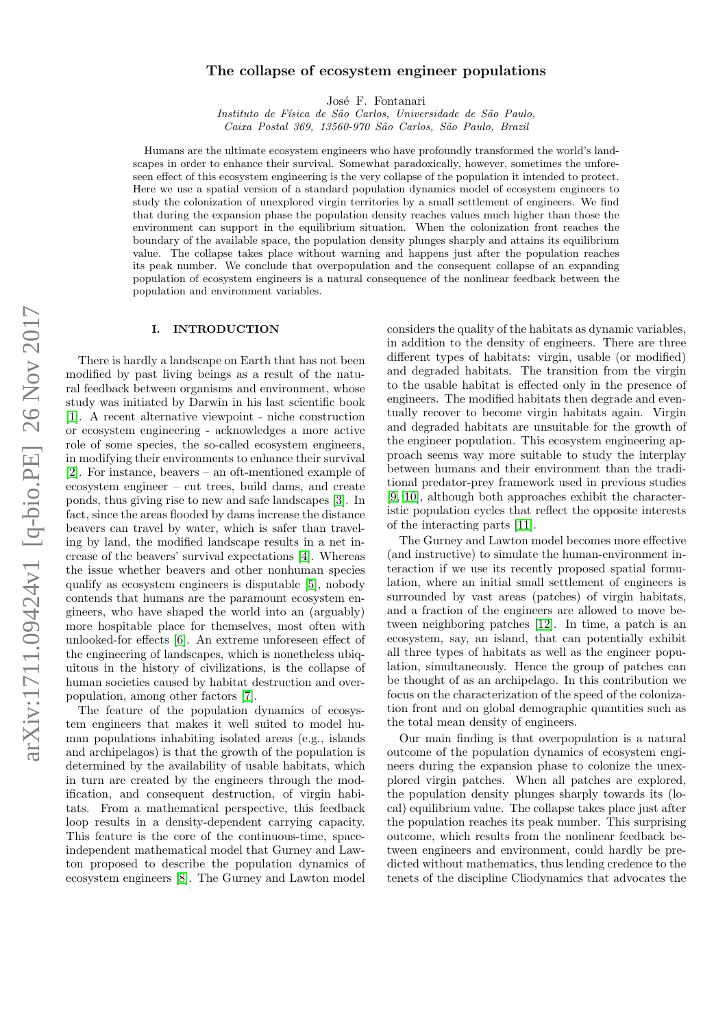# The collapse of ecosystem engineer populations

José F. Fontanari

*Instituto de Física de São Carlos, Universidade de São Paulo,*
*Caixa Postal 369, 13560-970 São Carlos, São Paulo, Brazil*

Humans are the ultimate ecosystem engineers who have profoundly transformed the world's landscapes in order to enhance their survival. Somewhat paradoxically, however, sometimes the unforeseen effect of this ecosystem engineering is the very collapse of the population it intended to protect. Here we use a spatial version of a standard population dynamics model of ecosystem engineers to study the colonization of unexplored virgin territories by a small settlement of engineers. We find that during the expansion phase the population density reaches values much higher than those the environment can support in the equilibrium situation. When the colonization front reaches the boundary of the available space, the population density plunges sharply and attains its equilibrium value. The collapse takes place without warning and happens just after the population reaches its peak number. We conclude that overpopulation and the consequent collapse of an expanding population of ecosystem engineers is a natural consequence of the nonlinear feedback between the population and environment variables.

## I. INTRODUCTION

There is hardly a landscape on Earth that has not been modified by past living beings as a result of the natural feedback between organisms and environment, whose study was initiated by Darwin in his last scientific book [1]. A recent alternative viewpoint - niche construction or ecosystem engineering - acknowledges a more active role of some species, the so-called ecosystem engineers, in modifying their environments to enhance their survival [2]. For instance, beavers – an oft-mentioned example of ecosystem engineer – cut trees, build dams, and create ponds, thus giving rise to new and safe landscapes [3]. In fact, since the areas flooded by dams increase the distance beavers can travel by water, which is safer than traveling by land, the modified landscape results in a net increase of the beavers' survival expectations [4]. Whereas the issue whether beavers and other nonhuman species qualify as ecosystem engineers is disputable [5], nobody contends that humans are the paramount ecosystem engineers, who have shaped the world into an (arguably) more hospitable place for themselves, most often with unlooked-for effects [6]. An extreme unforeseen effect of the engineering of landscapes, which is nonetheless ubiquitous in the history of civilizations, is the collapse of human societies caused by habitat destruction and overpopulation, among other factors [7].

The feature of the population dynamics of ecosystem engineers that makes it well suited to model human populations inhabiting isolated areas (e.g., islands and archipelagos) is that the growth of the population is determined by the availability of usable habitats, which in turn are created by the engineers through the modification, and consequent destruction, of virgin habitats. From a mathematical perspective, this feedback loop results in a density-dependent carrying capacity. This feature is the core of the continuous-time, space-independent mathematical model that Gurney and Lawton proposed to describe the population dynamics of ecosystem engineers [8]. The Gurney and Lawton model considers the quality of the habitats as dynamic variables, in addition to the density of engineers. There are three different types of habitats: virgin, usable (or modified) and degraded habitats. The transition from the virgin to the usable habitat is effected only in the presence of engineers. The modified habitats then degrade and eventually recover to become virgin habitats again. Virgin and degraded habitats are unsuitable for the growth of the engineer population. This ecosystem engineering approach seems way more suitable to study the interplay between humans and their environment than the traditional predator-prey framework used in previous studies [9, 10], although both approaches exhibit the characteristic population cycles that reflect the opposite interests of the interacting parts [11].

The Gurney and Lawton model becomes more effective (and instructive) to simulate the human-environment interaction if we use its recently proposed spatial formulation, where an initial small settlement of engineers is surrounded by vast areas (patches) of virgin habitats, and a fraction of the engineers are allowed to move between neighboring patches [12]. In time, a patch is an ecosystem, say, an island, that can potentially exhibit all three types of habitats as well as the engineer population, simultaneously. Hence the group of patches can be thought of as an archipelago. In this contribution we focus on the characterization of the speed of the colonization front and on global demographic quantities such as the total mean density of engineers.

Our main finding is that overpopulation is a natural outcome of the population dynamics of ecosystem engineers during the expansion phase to colonize the unexplored virgin patches. When all patches are explored, the population density plunges sharply towards its (local) equilibrium value. The collapse takes place just after the population reaches its peak number. This surprising outcome, which results from the nonlinear feedback between engineers and environment, could hardly be predicted without mathematics, thus lending credence to the tenets of the discipline Cliodynamics that advocates the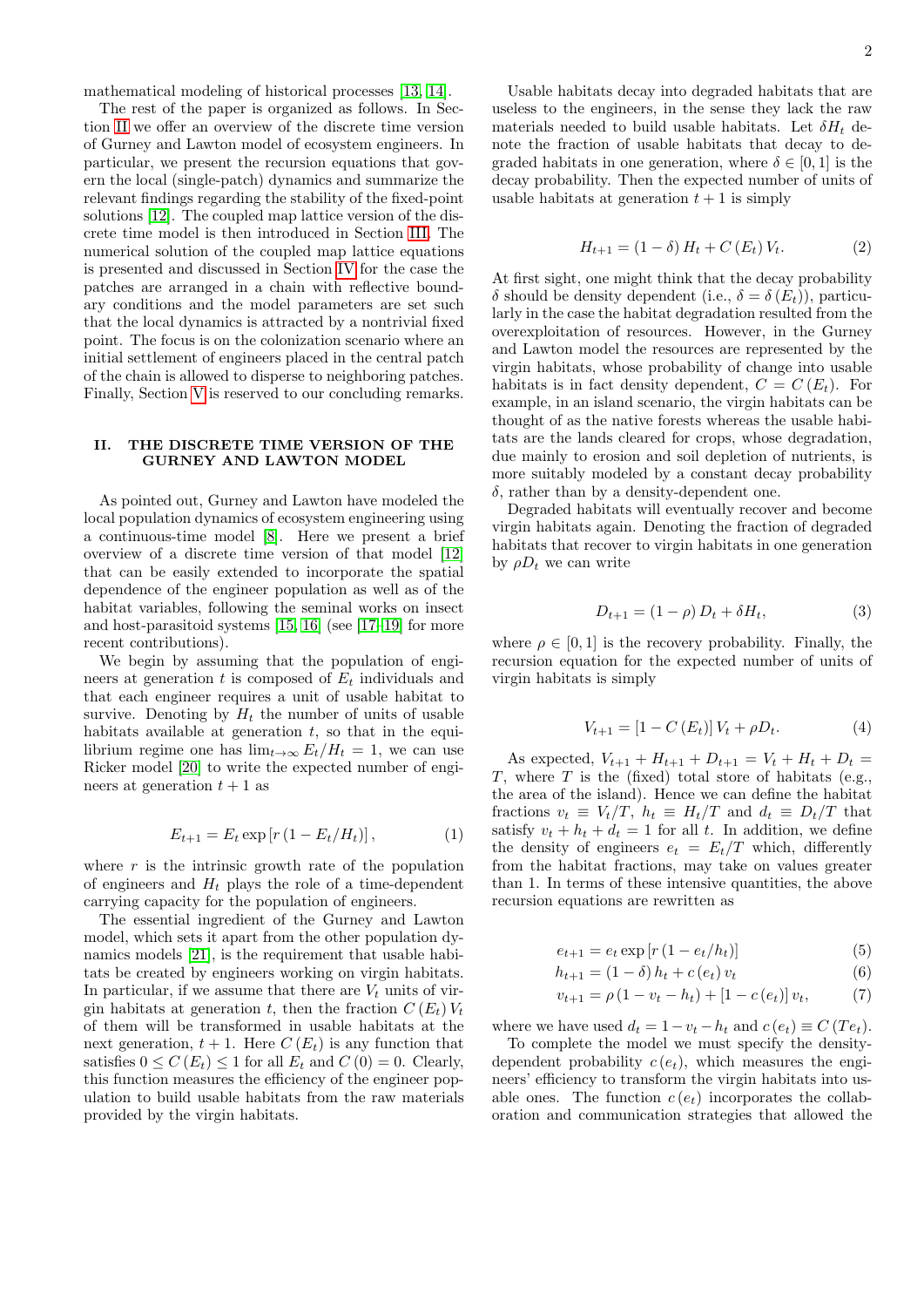mathematical modeling of historical processes [13, 14].

The rest of the paper is organized as follows. In Section II we offer an overview of the discrete time version of Gurney and Lawton model of ecosystem engineers. In particular, we present the recursion equations that govern the local (single-patch) dynamics and summarize the relevant findings regarding the stability of the fixed-point solutions [12]. The coupled map lattice version of the discrete time model is then introduced in Section III. The numerical solution of the coupled map lattice equations is presented and discussed in Section IV for the case the patches are arranged in a chain with reflective boundary conditions and the model parameters are set such that the local dynamics is attracted by a nontrivial fixed point. The focus is on the colonization scenario where an initial settlement of engineers placed in the central patch of the chain is allowed to disperse to neighboring patches. Finally, Section V is reserved to our concluding remarks.

## II. THE DISCRETE TIME VERSION OF THE GURNEY AND LAWTON MODEL

As pointed out, Gurney and Lawton have modeled the local population dynamics of ecosystem engineering using a continuous-time model [8]. Here we present a brief overview of a discrete time version of that model [12] that can be easily extended to incorporate the spatial dependence of the engineer population as well as of the habitat variables, following the seminal works on insect and host-parasitoid systems [15, 16] (see [17–19] for more recent contributions).

We begin by assuming that the population of engineers at generation $t$ is composed of $E_t$ individuals and that each engineer requires a unit of usable habitat to survive. Denoting by $H_t$ the number of units of usable habitats available at generation $t$, so that in the equilibrium regime one has $\lim_{t\to\infty} E_t/H_t = 1$, we can use Ricker model [20] to write the expected number of engineers at generation $t+1$ as

$$E_{t+1} = E_t \exp\left[r\left(1 - E_t/H_t\right)\right], \tag{1}$$

where $r$ is the intrinsic growth rate of the population of engineers and $H_t$ plays the role of a time-dependent carrying capacity for the population of engineers.

The essential ingredient of the Gurney and Lawton model, which sets it apart from the other population dynamics models [21], is the requirement that usable habitats be created by engineers working on virgin habitats. In particular, if we assume that there are $V_t$ units of virgin habitats at generation $t$, then the fraction $C(E_t)V_t$ of them will be transformed in usable habitats at the next generation, $t+1$. Here $C(E_t)$ is any function that satisfies $0 \leq C(E_t) \leq 1$ for all $E_t$ and $C(0) = 0$. Clearly, this function measures the efficiency of the engineer population to build usable habitats from the raw materials provided by the virgin habitats.

Usable habitats decay into degraded habitats that are useless to the engineers, in the sense they lack the raw materials needed to build usable habitats. Let $\delta H_t$ denote the fraction of usable habitats that decay to degraded habitats in one generation, where $\delta \in [0,1]$ is the decay probability. Then the expected number of units of usable habitats at generation $t+1$ is simply

$$H_{t+1} = (1-\delta)H_t + C(E_t)V_t. \tag{2}$$

At first sight, one might think that the decay probability $\delta$ should be density dependent (i.e., $\delta = \delta(E_t)$), particularly in the case the habitat degradation resulted from the overexploitation of resources. However, in the Gurney and Lawton model the resources are represented by the virgin habitats, whose probability of change into usable habitats is in fact density dependent, $C = C(E_t)$. For example, in an island scenario, the virgin habitats can be thought of as the native forests whereas the usable habitats are the lands cleared for crops, whose degradation, due mainly to erosion and soil depletion of nutrients, is more suitably modeled by a constant decay probability $\delta$, rather than by a density-dependent one.

Degraded habitats will eventually recover and become virgin habitats again. Denoting the fraction of degraded habitats that recover to virgin habitats in one generation by $\rho D_t$ we can write

$$D_{t+1} = (1-\rho)D_t + \delta H_t, \tag{3}$$

where $\rho \in [0,1]$ is the recovery probability. Finally, the recursion equation for the expected number of units of virgin habitats is simply

$$V_{t+1} = \left[1 - C(E_t)\right]V_t + \rho D_t. \tag{4}$$

As expected, $V_{t+1} + H_{t+1} + D_{t+1} = V_t + H_t + D_t = T$, where $T$ is the (fixed) total store of habitats (e.g., the area of the island). Hence we can define the habitat fractions $v_t \equiv V_t/T$, $h_t \equiv H_t/T$ and $d_t \equiv D_t/T$ that satisfy $v_t + h_t + d_t = 1$ for all $t$. In addition, we define the density of engineers $e_t = E_t/T$ which, differently from the habitat fractions, may take on values greater than 1. In terms of these intensive quantities, the above recursion equations are rewritten as

$$e_{t+1} = e_t \exp\left[r\left(1 - e_t/h_t\right)\right] \tag{5}$$

$$h_{t+1} = (1-\delta)h_t + c(e_t)v_t \tag{6}$$

$$v_{t+1} = \rho(1 - v_t - h_t) + \left[1 - c(e_t)\right]v_t, \tag{7}$$

where we have used $d_t = 1 - v_t - h_t$ and $c(e_t) \equiv C(Te_t)$.

To complete the model we must specify the density-dependent probability $c(e_t)$, which measures the engineers' efficiency to transform the virgin habitats into usable ones. The function $c(e_t)$ incorporates the collaboration and communication strategies that allowed the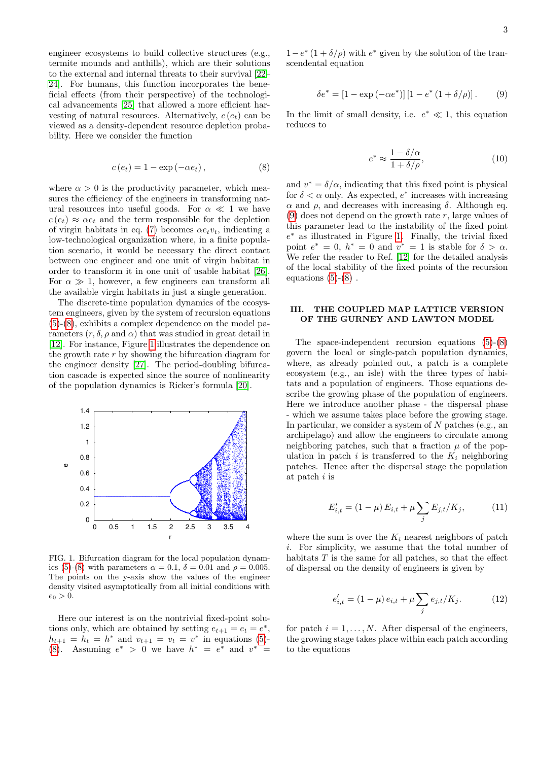engineer ecosystems to build collective structures (e.g., termite mounds and anthills), which are their solutions to the external and internal threats to their survival [22–24]. For humans, this function incorporates the beneficial effects (from their perspective) of the technological advancements [25] that allowed a more efficient harvesting of natural resources. Alternatively, $c(e_t)$ can be viewed as a density-dependent resource depletion probability. Here we consider the function

$$c(e_t) = 1 - \exp(-\alpha e_t), \tag{8}$$

where $\alpha > 0$ is the productivity parameter, which measures the efficiency of the engineers in transforming natural resources into useful goods. For $\alpha \ll 1$ we have $c(e_t) \approx \alpha e_t$ and the term responsible for the depletion of virgin habitats in eq. (7) becomes $\alpha e_t v_t$, indicating a low-technological organization where, in a finite population scenario, it would be necessary the direct contact between one engineer and one unit of virgin habitat in order to transform it in one unit of usable habitat [26]. For $\alpha \gg 1$, however, a few engineers can transform all the available virgin habitats in just a single generation.

The discrete-time population dynamics of the ecosystem engineers, given by the system of recursion equations (5)-(8), exhibits a complex dependence on the model parameters ($r, \delta, \rho$ and $\alpha$) that was studied in great detail in [12]. For instance, Figure 1 illustrates the dependence on the growth rate $r$ by showing the bifurcation diagram for the engineer density [27]. The period-doubling bifurcation cascade is expected since the source of nonlinearity of the population dynamics is Ricker's formula [20].

FIG. 1. Bifurcation diagram for the local population dynamics (5)-(8) with parameters $\alpha = 0.1$, $\delta = 0.01$ and $\rho = 0.005$. The points on the y-axis show the values of the engineer density visited asymptotically from all initial conditions with $e_0 > 0$.

Here our interest is on the nontrivial fixed-point solutions only, which are obtained by setting $e_{t+1} = e_t = e^*$, $h_{t+1} = h_t = h^*$ and $v_{t+1} = v_t = v^*$ in equations (5)-(8). Assuming $e^* > 0$ we have $h^* = e^*$ and $v^* = 1 - e^*(1 + \delta/\rho)$ with $e^*$ given by the solution of the transcendental equation

$$\delta e^* = [1 - \exp(-\alpha e^*)]\,[1 - e^*(1 + \delta/\rho)]. \tag{9}$$

In the limit of small density, i.e. $e^* \ll 1$, this equation reduces to

$$e^* \approx \frac{1 - \delta/\alpha}{1 + \delta/\rho}, \tag{10}$$

and $v^* = \delta/\alpha$, indicating that this fixed point is physical for $\delta < \alpha$ only. As expected, $e^*$ increases with increasing $\alpha$ and $\rho$, and decreases with increasing $\delta$. Although eq. (9) does not depend on the growth rate $r$, large values of this parameter lead to the instability of the fixed point $e^*$ as illustrated in Figure 1. Finally, the trivial fixed point $e^* = 0$, $h^* = 0$ and $v^* = 1$ is stable for $\delta > \alpha$. We refer the reader to Ref. [12] for the detailed analysis of the local stability of the fixed points of the recursion equations (5)-(8) .

## III. THE COUPLED MAP LATTICE VERSION OF THE GURNEY AND LAWTON MODEL

The space-independent recursion equations (5)-(8) govern the local or single-patch population dynamics, where, as already pointed out, a patch is a complete ecosystem (e.g., an isle) with the three types of habitats and a population of engineers. Those equations describe the growing phase of the population of engineers. Here we introduce another phase - the dispersal phase - which we assume takes place before the growing stage. In particular, we consider a system of $N$ patches (e.g., an archipelago) and allow the engineers to circulate among neighboring patches, such that a fraction $\mu$ of the population in patch $i$ is transferred to the $K_i$ neighboring patches. Hence after the dispersal stage the population at patch $i$ is

$$E'_{i,t} = (1 - \mu) E_{i,t} + \mu \sum_j E_{j,t}/K_j, \tag{11}$$

where the sum is over the $K_i$ nearest neighbors of patch $i$. For simplicity, we assume that the total number of habitats $T$ is the same for all patches, so that the effect of dispersal on the density of engineers is given by

$$e'_{i,t} = (1 - \mu) e_{i,t} + \mu \sum_j e_{j,t}/K_j. \tag{12}$$

for patch $i = 1, \ldots, N$. After dispersal of the engineers, the growing stage takes place within each patch according to the equations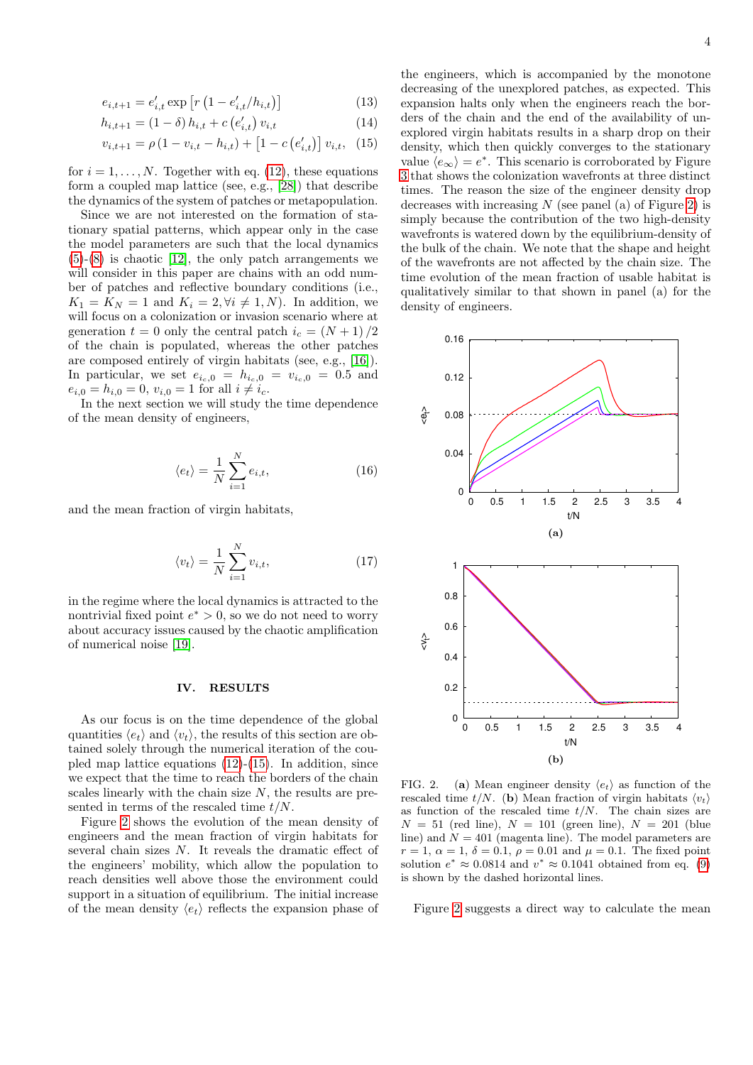$$e_{i,t+1} = e'_{i,t} \exp\left[r\left(1 - e'_{i,t}/h_{i,t}\right)\right] \tag{13}$$

$$h_{i,t+1} = (1-\delta)\, h_{i,t} + c\left(e'_{i,t}\right) v_{i,t} \tag{14}$$

$$v_{i,t+1} = \rho\left(1 - v_{i,t} - h_{i,t}\right) + \left[1 - c\left(e'_{i,t}\right)\right] v_{i,t}, \tag{15}$$

for $i = 1, \ldots, N$. Together with eq. (12), these equations form a coupled map lattice (see, e.g., [28]) that describe the dynamics of the system of patches or metapopulation.

Since we are not interested on the formation of stationary spatial patterns, which appear only in the case the model parameters are such that the local dynamics (5)-(8) is chaotic [12], the only patch arrangements we will consider in this paper are chains with an odd number of patches and reflective boundary conditions (i.e., $K_1 = K_N = 1$ and $K_i = 2, \forall i \neq 1, N$). In addition, we will focus on a colonization or invasion scenario where at generation $t = 0$ only the central patch $i_c = (N+1)/2$ of the chain is populated, whereas the other patches are composed entirely of virgin habitats (see, e.g., [16]). In particular, we set $e_{i_c,0} = h_{i_c,0} = v_{i_c,0} = 0.5$ and $e_{i,0} = h_{i,0} = 0$, $v_{i,0} = 1$ for all $i \neq i_c$.

In the next section we will study the time dependence of the mean density of engineers,

$$\langle e_t \rangle = \frac{1}{N} \sum_{i=1}^{N} e_{i,t}, \tag{16}$$

and the mean fraction of virgin habitats,

$$\langle v_t \rangle = \frac{1}{N} \sum_{i=1}^{N} v_{i,t}, \tag{17}$$

in the regime where the local dynamics is attracted to the nontrivial fixed point $e^* > 0$, so we do not need to worry about accuracy issues caused by the chaotic amplification of numerical noise [19].

## IV. RESULTS

As our focus is on the time dependence of the global quantities $\langle e_t \rangle$ and $\langle v_t \rangle$, the results of this section are obtained solely through the numerical iteration of the coupled map lattice equations (12)-(15). In addition, since we expect that the time to reach the borders of the chain scales linearly with the chain size $N$, the results are presented in terms of the rescaled time $t/N$.

Figure 2 shows the evolution of the mean density of engineers and the mean fraction of virgin habitats for several chain sizes $N$. It reveals the dramatic effect of the engineers' mobility, which allow the population to reach densities well above those the environment could support in a situation of equilibrium. The initial increase of the mean density $\langle e_t \rangle$ reflects the expansion phase of the engineers, which is accompanied by the monotone decreasing of the unexplored patches, as expected. This expansion halts only when the engineers reach the borders of the chain and the end of the availability of unexplored virgin habitats results in a sharp drop on their density, which then quickly converges to the stationary value $\langle e_\infty \rangle = e^*$. This scenario is corroborated by Figure 3 that shows the colonization wavefronts at three distinct times. The reason the size of the engineer density drop decreases with increasing $N$ (see panel (a) of Figure 2) is simply because the contribution of the two high-density wavefronts is watered down by the equilibrium-density of the bulk of the chain. We note that the shape and height of the wavefronts are not affected by the chain size. The time evolution of the mean fraction of usable habitat is qualitatively similar to that shown in panel (a) for the density of engineers.

FIG. 2. (**a**) Mean engineer density $\langle e_t \rangle$ as function of the rescaled time $t/N$. (**b**) Mean fraction of virgin habitats $\langle v_t \rangle$ as function of the rescaled time $t/N$. The chain sizes are $N = 51$ (red line), $N = 101$ (green line), $N = 201$ (blue line) and $N = 401$ (magenta line). The model parameters are $r = 1$, $\alpha = 1$, $\delta = 0.1$, $\rho = 0.01$ and $\mu = 0.1$. The fixed point solution $e^* \approx 0.0814$ and $v^* \approx 0.1041$ obtained from eq. (9) is shown by the dashed horizontal lines.

Figure 2 suggests a direct way to calculate the mean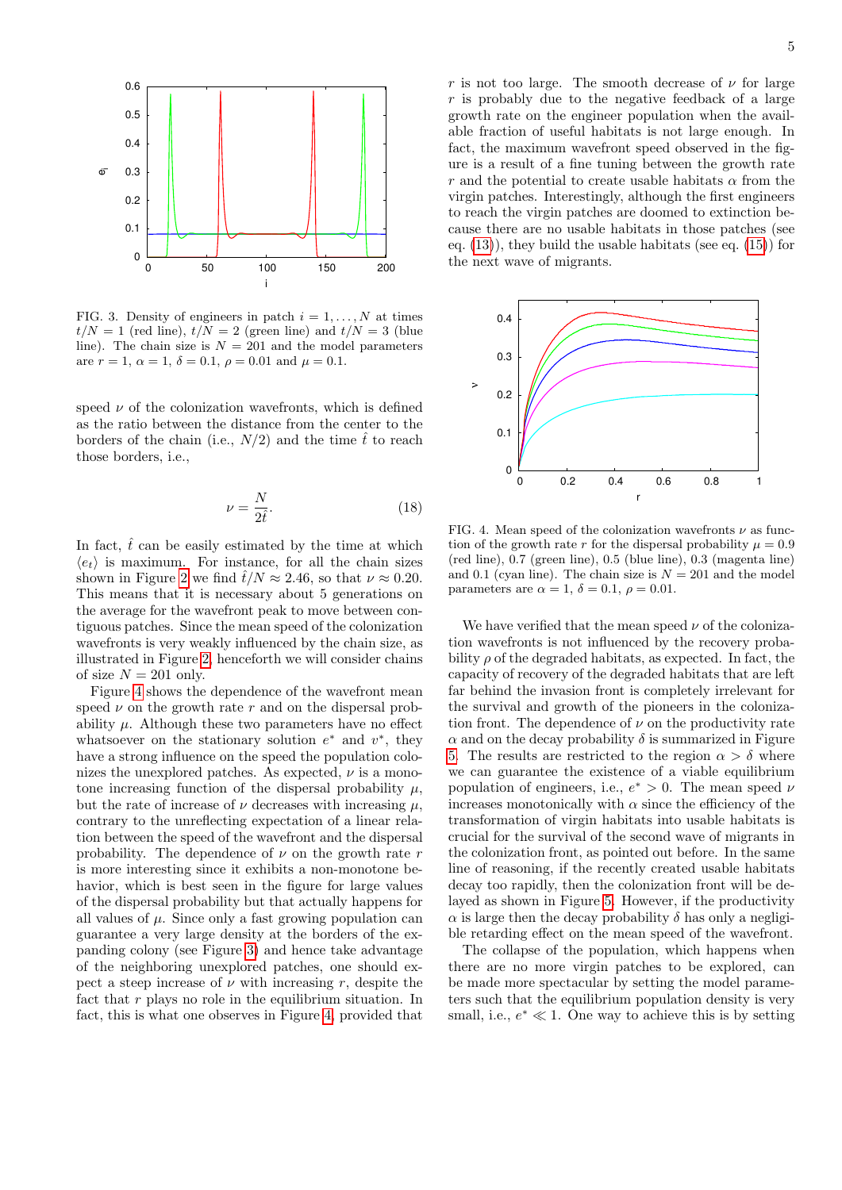FIG. 3. Density of engineers in patch $i = 1, \ldots, N$ at times $t/N = 1$ (red line), $t/N = 2$ (green line) and $t/N = 3$ (blue line). The chain size is $N = 201$ and the model parameters are $r = 1$, $\alpha = 1$, $\delta = 0.1$, $\rho = 0.01$ and $\mu = 0.1$.

speed $\nu$ of the colonization wavefronts, which is defined as the ratio between the distance from the center to the borders of the chain (i.e., $N/2$) and the time $\hat{t}$ to reach those borders, i.e.,

$$\nu = \frac{N}{2\hat{t}}. \tag{18}$$

In fact, $\hat{t}$ can be easily estimated by the time at which $\langle e_t \rangle$ is maximum. For instance, for all the chain sizes shown in Figure 2 we find $\hat{t}/N \approx 2.46$, so that $\nu \approx 0.20$. This means that it is necessary about 5 generations on the average for the wavefront peak to move between contiguous patches. Since the mean speed of the colonization wavefronts is very weakly influenced by the chain size, as illustrated in Figure 2, henceforth we will consider chains of size $N = 201$ only.

Figure 4 shows the dependence of the wavefront mean speed $\nu$ on the growth rate $r$ and on the dispersal probability $\mu$. Although these two parameters have no effect whatsoever on the stationary solution $e^*$ and $v^*$, they have a strong influence on the speed the population colonizes the unexplored patches. As expected, $\nu$ is a monotone increasing function of the dispersal probability $\mu$, but the rate of increase of $\nu$ decreases with increasing $\mu$, contrary to the unreflecting expectation of a linear relation between the speed of the wavefront and the dispersal probability. The dependence of $\nu$ on the growth rate $r$ is more interesting since it exhibits a non-monotone behavior, which is best seen in the figure for large values of the dispersal probability but that actually happens for all values of $\mu$. Since only a fast growing population can guarantee a very large density at the borders of the expanding colony (see Figure 3) and hence take advantage of the neighboring unexplored patches, one should expect a steep increase of $\nu$ with increasing $r$, despite the fact that $r$ plays no role in the equilibrium situation. In fact, this is what one observes in Figure 4, provided that $r$ is not too large. The smooth decrease of $\nu$ for large $r$ is probably due to the negative feedback of a large growth rate on the engineer population when the available fraction of useful habitats is not large enough. In fact, the maximum wavefront speed observed in the figure is a result of a fine tuning between the growth rate $r$ and the potential to create usable habitats $\alpha$ from the virgin patches. Interestingly, although the first engineers to reach the virgin patches are doomed to extinction because there are no usable habitats in those patches (see eq. (13)), they build the usable habitats (see eq. (15)) for the next wave of migrants.

FIG. 4. Mean speed of the colonization wavefronts $\nu$ as function of the growth rate $r$ for the dispersal probability $\mu = 0.9$ (red line), 0.7 (green line), 0.5 (blue line), 0.3 (magenta line) and 0.1 (cyan line). The chain size is $N = 201$ and the model parameters are $\alpha = 1$, $\delta = 0.1$, $\rho = 0.01$.

We have verified that the mean speed $\nu$ of the colonization wavefronts is not influenced by the recovery probability $\rho$ of the degraded habitats, as expected. In fact, the capacity of recovery of the degraded habitats that are left far behind the invasion front is completely irrelevant for the survival and growth of the pioneers in the colonization front. The dependence of $\nu$ on the productivity rate $\alpha$ and on the decay probability $\delta$ is summarized in Figure 5. The results are restricted to the region $\alpha > \delta$ where we can guarantee the existence of a viable equilibrium population of engineers, i.e., $e^* > 0$. The mean speed $\nu$ increases monotonically with $\alpha$ since the efficiency of the transformation of virgin habitats into usable habitats is crucial for the survival of the second wave of migrants in the colonization front, as pointed out before. In the same line of reasoning, if the recently created usable habitats decay too rapidly, then the colonization front will be delayed as shown in Figure 5. However, if the productivity $\alpha$ is large then the decay probability $\delta$ has only a negligible retarding effect on the mean speed of the wavefront.

The collapse of the population, which happens when there are no more virgin patches to be explored, can be made more spectacular by setting the model parameters such that the equilibrium population density is very small, i.e., $e^* \ll 1$. One way to achieve this is by setting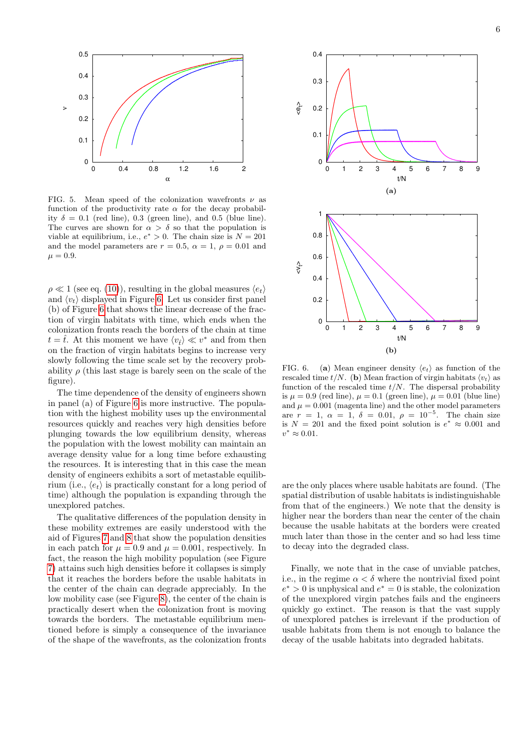FIG. 5. Mean speed of the colonization wavefronts $\nu$ as function of the productivity rate $\alpha$ for the decay probability $\delta = 0.1$ (red line), 0.3 (green line), and 0.5 (blue line). The curves are shown for $\alpha > \delta$ so that the population is viable at equilibrium, i.e., $e^* > 0$. The chain size is $N = 201$ and the model parameters are $r = 0.5$, $\alpha = 1$, $\rho = 0.01$ and $\mu = 0.9$.

$\rho \ll 1$ (see eq. (10)), resulting in the global measures $\langle e_t \rangle$ and $\langle v_t \rangle$ displayed in Figure 6. Let us consider first panel (b) of Figure 6 that shows the linear decrease of the fraction of virgin habitats with time, which ends when the colonization fronts reach the borders of the chain at time $t = \hat{t}$. At this moment we have $\langle v_{\hat{t}} \rangle \ll v^*$ and from then on the fraction of virgin habitats begins to increase very slowly following the time scale set by the recovery probability $\rho$ (this last stage is barely seen on the scale of the figure).

The time dependence of the density of engineers shown in panel (a) of Figure 6 is more instructive. The population with the highest mobility uses up the environmental resources quickly and reaches very high densities before plunging towards the low equilibrium density, whereas the population with the lowest mobility can maintain an average density value for a long time before exhausting the resources. It is interesting that in this case the mean density of engineers exhibits a sort of metastable equilibrium (i.e., $\langle e_t \rangle$ is practically constant for a long period of time) although the population is expanding through the unexplored patches.

The qualitative differences of the population density in these mobility extremes are easily understood with the aid of Figures 7 and 8 that show the population densities in each patch for $\mu = 0.9$ and $\mu = 0.001$, respectively. In fact, the reason the high mobility population (see Figure 7) attains such high densities before it collapses is simply that it reaches the borders before the usable habitats in the center of the chain can degrade appreciably. In the low mobility case (see Figure 8), the center of the chain is practically desert when the colonization front is moving towards the borders. The metastable equilibrium mentioned before is simply a consequence of the invariance of the shape of the wavefronts, as the colonization fronts are the only places where usable habitats are found. (The spatial distribution of usable habitats is indistinguishable from that of the engineers.) We note that the density is higher near the borders than near the center of the chain because the usable habitats at the borders were created much later than those in the center and so had less time to decay into the degraded class.

Finally, we note that in the case of unviable patches, i.e., in the regime $\alpha < \delta$ where the nontrivial fixed point $e^* > 0$ is unphysical and $e^* = 0$ is stable, the colonization of the unexplored virgin patches fails and the engineers quickly go extinct. The reason is that the vast supply of unexplored patches is irrelevant if the production of usable habitats from them is not enough to balance the decay of the usable habitats into degraded habitats.

FIG. 6. (**a**) Mean engineer density $\langle e_t \rangle$ as function of the rescaled time $t/N$. (**b**) Mean fraction of virgin habitats $\langle v_t \rangle$ as function of the rescaled time $t/N$. The dispersal probability is $\mu = 0.9$ (red line), $\mu = 0.1$ (green line), $\mu = 0.01$ (blue line) and $\mu = 0.001$ (magenta line) and the other model parameters are $r = 1$, $\alpha = 1$, $\delta = 0.01$, $\rho = 10^{-5}$. The chain size is $N = 201$ and the fixed point solution is $e^* \approx 0.001$ and $v^* \approx 0.01$.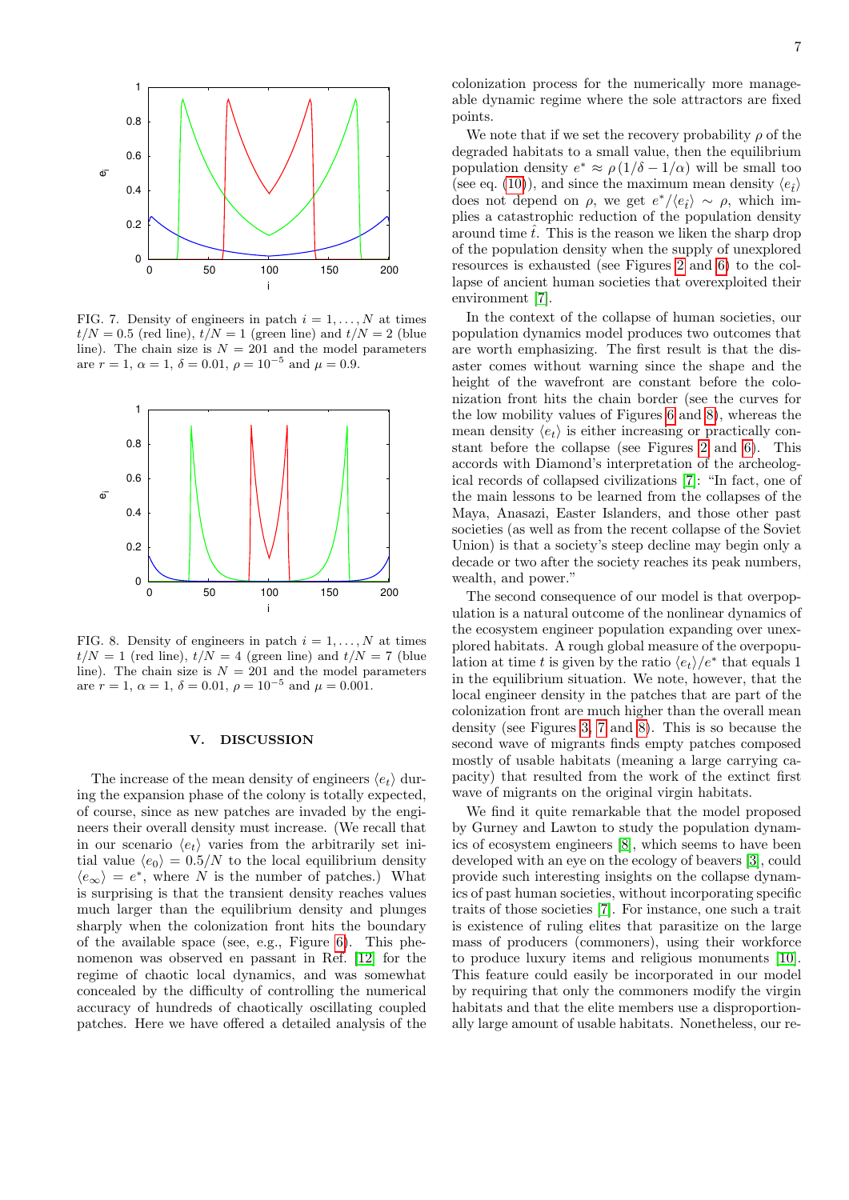FIG. 7. Density of engineers in patch $i = 1, \ldots, N$ at times $t/N = 0.5$ (red line), $t/N = 1$ (green line) and $t/N = 2$ (blue line). The chain size is $N = 201$ and the model parameters are $r = 1$, $\alpha = 1$, $\delta = 0.01$, $\rho = 10^{-5}$ and $\mu = 0.9$.

FIG. 8. Density of engineers in patch $i = 1, \ldots, N$ at times $t/N = 1$ (red line), $t/N = 4$ (green line) and $t/N = 7$ (blue line). The chain size is $N = 201$ and the model parameters are $r = 1$, $\alpha = 1$, $\delta = 0.01$, $\rho = 10^{-5}$ and $\mu = 0.001$.

## V. DISCUSSION

The increase of the mean density of engineers $\langle e_t \rangle$ during the expansion phase of the colony is totally expected, of course, since as new patches are invaded by the engineers their overall density must increase. (We recall that in our scenario $\langle e_t \rangle$ varies from the arbitrarily set initial value $\langle e_0 \rangle = 0.5/N$ to the local equilibrium density $\langle e_\infty \rangle = e^*$, where $N$ is the number of patches.) What is surprising is that the transient density reaches values much larger than the equilibrium density and plunges sharply when the colonization front hits the boundary of the available space (see, e.g., Figure 6). This phenomenon was observed en passant in Ref. [12] for the regime of chaotic local dynamics, and was somewhat concealed by the difficulty of controlling the numerical accuracy of hundreds of chaotically oscillating coupled patches. Here we have offered a detailed analysis of the colonization process for the numerically more manageable dynamic regime where the sole attractors are fixed points.

We note that if we set the recovery probability $\rho$ of the degraded habitats to a small value, then the equilibrium population density $e^* \approx \rho \left(1/\delta - 1/\alpha\right)$ will be small too (see eq. (10)), and since the maximum mean density $\langle e_{\hat{t}} \rangle$ does not depend on $\rho$, we get $e^*/\langle e_{\hat{t}} \rangle \sim \rho$, which implies a catastrophic reduction of the population density around time $\hat{t}$. This is the reason we liken the sharp drop of the population density when the supply of unexplored resources is exhausted (see Figures 2 and 6) to the collapse of ancient human societies that overexploited their environment [7].

In the context of the collapse of human societies, our population dynamics model produces two outcomes that are worth emphasizing. The first result is that the disaster comes without warning since the shape and the height of the wavefront are constant before the colonization front hits the chain border (see the curves for the low mobility values of Figures 6 and 8), whereas the mean density $\langle e_t \rangle$ is either increasing or practically constant before the collapse (see Figures 2 and 6). This accords with Diamond's interpretation of the archeological records of collapsed civilizations [7]: "In fact, one of the main lessons to be learned from the collapses of the Maya, Anasazi, Easter Islanders, and those other past societies (as well as from the recent collapse of the Soviet Union) is that a society's steep decline may begin only a decade or two after the society reaches its peak numbers, wealth, and power."

The second consequence of our model is that overpopulation is a natural outcome of the nonlinear dynamics of the ecosystem engineer population expanding over unexplored habitats. A rough global measure of the overpopulation at time $t$ is given by the ratio $\langle e_t \rangle / e^*$ that equals 1 in the equilibrium situation. We note, however, that the local engineer density in the patches that are part of the colonization front are much higher than the overall mean density (see Figures 3, 7 and 8). This is so because the second wave of migrants finds empty patches composed mostly of usable habitats (meaning a large carrying capacity) that resulted from the work of the extinct first wave of migrants on the original virgin habitats.

We find it quite remarkable that the model proposed by Gurney and Lawton to study the population dynamics of ecosystem engineers [8], which seems to have been developed with an eye on the ecology of beavers [3], could provide such interesting insights on the collapse dynamics of past human societies, without incorporating specific traits of those societies [7]. For instance, one such a trait is existence of ruling elites that parasitize on the large mass of producers (commoners), using their workforce to produce luxury items and religious monuments [10]. This feature could easily be incorporated in our model by requiring that only the commoners modify the virgin habitats and that the elite members use a disproportionally large amount of usable habitats. Nonetheless, our re-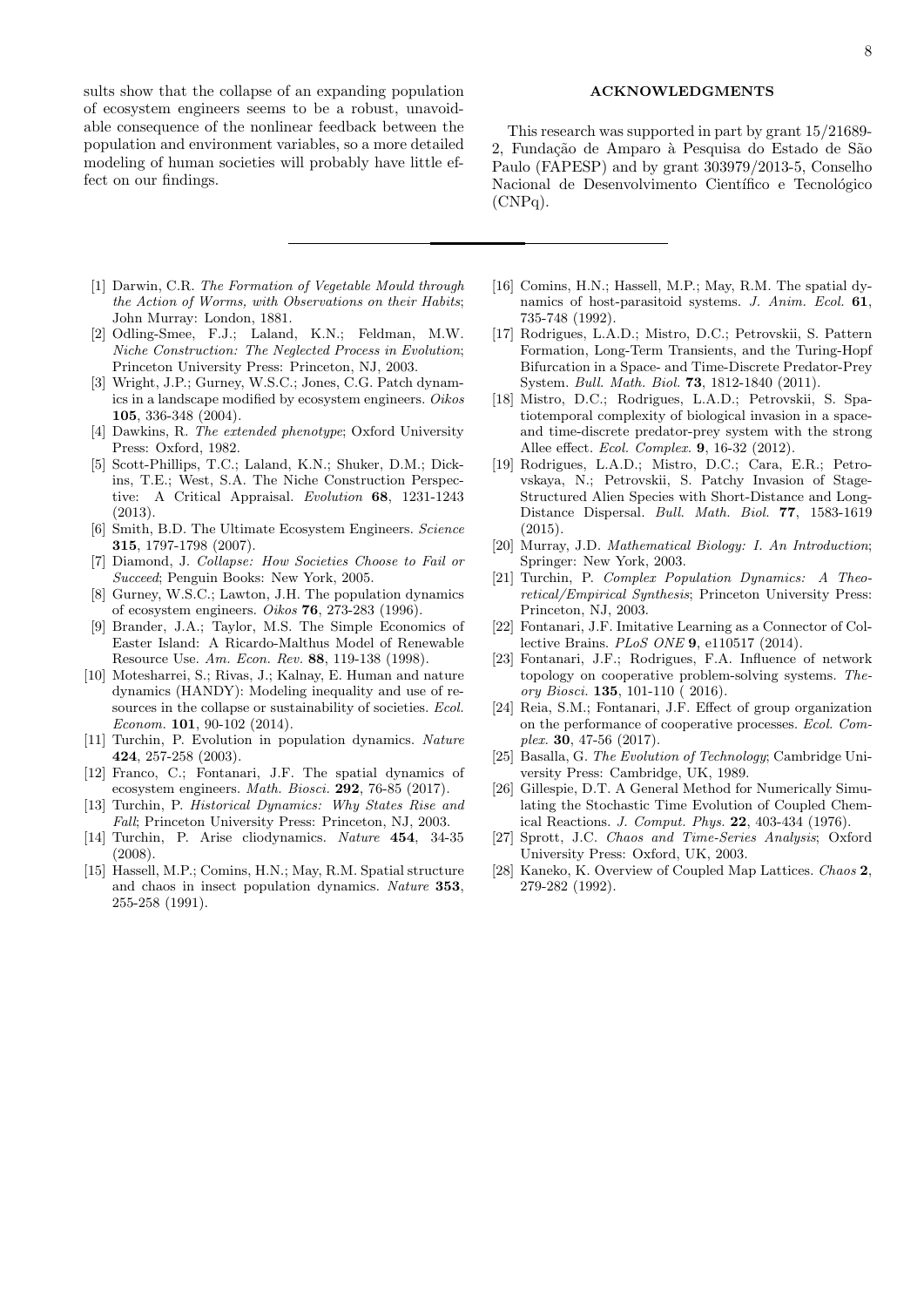sults show that the collapse of an expanding population of ecosystem engineers seems to be a robust, unavoidable consequence of the nonlinear feedback between the population and environment variables, so a more detailed modeling of human societies will probably have little effect on our findings.

## ACKNOWLEDGMENTS

This research was supported in part by grant 15/21689-2, Fundação de Amparo à Pesquisa do Estado de São Paulo (FAPESP) and by grant 303979/2013-5, Conselho Nacional de Desenvolvimento Científico e Tecnológico (CNPq).

---

[1] Darwin, C.R. *The Formation of Vegetable Mould through the Action of Worms, with Observations on their Habits*; John Murray: London, 1881.

[2] Odling-Smee, F.J.; Laland, K.N.; Feldman, M.W. *Niche Construction: The Neglected Process in Evolution*; Princeton University Press: Princeton, NJ, 2003.

[3] Wright, J.P.; Gurney, W.S.C.; Jones, C.G. Patch dynamics in a landscape modified by ecosystem engineers. *Oikos* **105**, 336-348 (2004).

[4] Dawkins, R. *The extended phenotype*; Oxford University Press: Oxford, 1982.

[5] Scott-Phillips, T.C.; Laland, K.N.; Shuker, D.M.; Dickins, T.E.; West, S.A. The Niche Construction Perspective: A Critical Appraisal. *Evolution* **68**, 1231-1243 (2013).

[6] Smith, B.D. The Ultimate Ecosystem Engineers. *Science* **315**, 1797-1798 (2007).

[7] Diamond, J. *Collapse: How Societies Choose to Fail or Succeed*; Penguin Books: New York, 2005.

[8] Gurney, W.S.C.; Lawton, J.H. The population dynamics of ecosystem engineers. *Oikos* **76**, 273-283 (1996).

[9] Brander, J.A.; Taylor, M.S. The Simple Economics of Easter Island: A Ricardo-Malthus Model of Renewable Resource Use. *Am. Econ. Rev.* **88**, 119-138 (1998).

[10] Motesharrei, S.; Rivas, J.; Kalnay, E. Human and nature dynamics (HANDY): Modeling inequality and use of resources in the collapse or sustainability of societies. *Ecol. Econom.* **101**, 90-102 (2014).

[11] Turchin, P. Evolution in population dynamics. *Nature* **424**, 257-258 (2003).

[12] Franco, C.; Fontanari, J.F. The spatial dynamics of ecosystem engineers. *Math. Biosci.* **292**, 76-85 (2017).

[13] Turchin, P. *Historical Dynamics: Why States Rise and Fall*; Princeton University Press: Princeton, NJ, 2003.

[14] Turchin, P. Arise cliodynamics. *Nature* **454**, 34-35 (2008).

[15] Hassell, M.P.; Comins, H.N.; May, R.M. Spatial structure and chaos in insect population dynamics. *Nature* **353**, 255-258 (1991).

[16] Comins, H.N.; Hassell, M.P.; May, R.M. The spatial dynamics of host-parasitoid systems. *J. Anim. Ecol.* **61**, 735-748 (1992).

[17] Rodrigues, L.A.D.; Mistro, D.C.; Petrovskii, S. Pattern Formation, Long-Term Transients, and the Turing-Hopf Bifurcation in a Space- and Time-Discrete Predator-Prey System. *Bull. Math. Biol.* **73**, 1812-1840 (2011).

[18] Mistro, D.C.; Rodrigues, L.A.D.; Petrovskii, S. Spatiotemporal complexity of biological invasion in a space- and time-discrete predator-prey system with the strong Allee effect. *Ecol. Complex.* **9**, 16-32 (2012).

[19] Rodrigues, L.A.D.; Mistro, D.C.; Cara, E.R.; Petrovskaya, N.; Petrovskii, S. Patchy Invasion of Stage-Structured Alien Species with Short-Distance and Long-Distance Dispersal. *Bull. Math. Biol.* **77**, 1583-1619 (2015).

[20] Murray, J.D. *Mathematical Biology: I. An Introduction*; Springer: New York, 2003.

[21] Turchin, P. *Complex Population Dynamics: A Theoretical/Empirical Synthesis*; Princeton University Press: Princeton, NJ, 2003.

[22] Fontanari, J.F. Imitative Learning as a Connector of Collective Brains. *PLoS ONE* **9**, e110517 (2014).

[23] Fontanari, J.F.; Rodrigues, F.A. Influence of network topology on cooperative problem-solving systems. *Theory Biosci.* **135**, 101-110 ( 2016).

[24] Reia, S.M.; Fontanari, J.F. Effect of group organization on the performance of cooperative processes. *Ecol. Complex.* **30**, 47-56 (2017).

[25] Basalla, G. *The Evolution of Technology*; Cambridge University Press: Cambridge, UK, 1989.

[26] Gillespie, D.T. A General Method for Numerically Simulating the Stochastic Time Evolution of Coupled Chemical Reactions. *J. Comput. Phys.* **22**, 403-434 (1976).

[27] Sprott, J.C. *Chaos and Time-Series Analysis*; Oxford University Press: Oxford, UK, 2003.

[28] Kaneko, K. Overview of Coupled Map Lattices. *Chaos* **2**, 279-282 (1992).